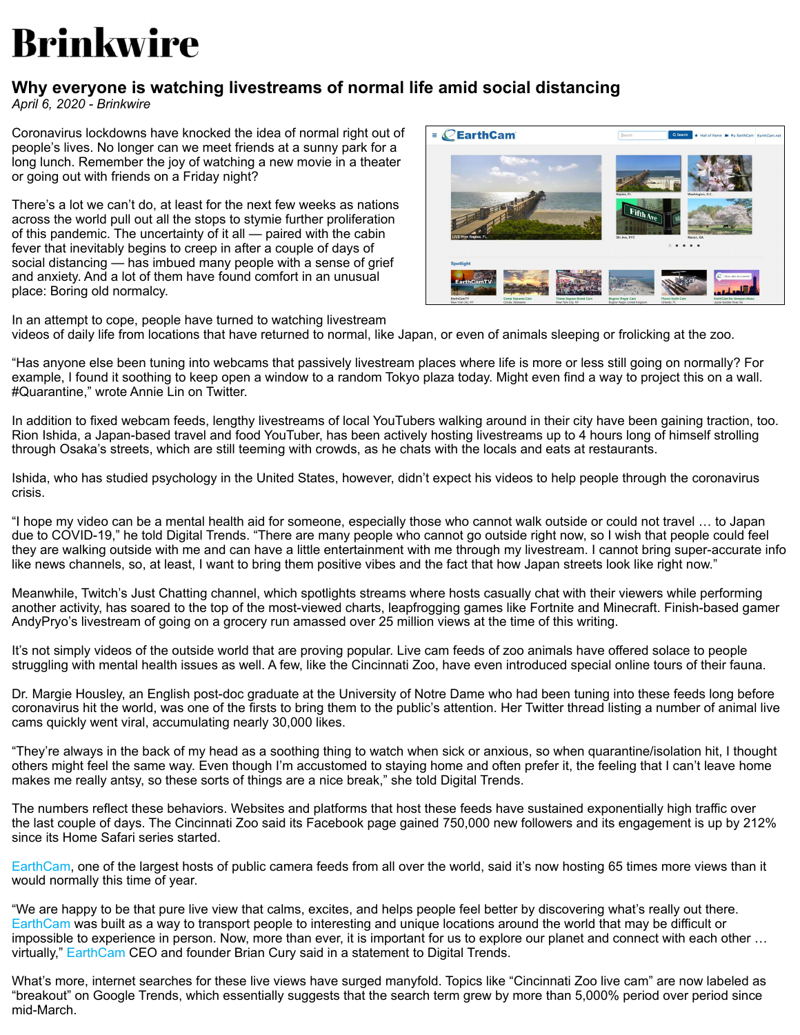# Brinkwire

## Why everyone is watching livestreams of normal life amid social distancing

*April 6, 2020 - Brinkwire*

Coronavirus lockdowns have knocked the idea of normal right out of people's lives. No longer can we meet friends at a sunny park for a long lunch. Remember the joy of watching a new movie in a theater or going out with friends on a Friday night?

There's a lot we can't do, at least for the next few weeks as nations across the world pull out all the stops to stymie further proliferation of this pandemic. The uncertainty of it all — paired with the cabin fever that inevitably begins to creep in after a couple of days of social distancing — has imbued many people with a sense of grief and anxiety. And a lot of them have found comfort in an unusual place: Boring old normalcy.

In an attempt to cope, people have turned to watching livestream videos of daily life from locations that have returned to normal, like Japan, or even of animals sleeping or frolicking at the zoo.

"Has anyone else been tuning into webcams that passively livestream places where life is more or less still going on normally? For example, I found it soothing to keep open a window to a random Tokyo plaza today. Might even find a way to project this on a wall. #Quarantine," wrote Annie Lin on Twitter.

In addition to fixed webcam feeds, lengthy livestreams of local YouTubers walking around in their city have been gaining traction, too. Rion Ishida, a Japan-based travel and food YouTuber, has been actively hosting livestreams up to 4 hours long of himself strolling through Osaka's streets, which are still teeming with crowds, as he chats with the locals and eats at restaurants.

Ishida, who has studied psychology in the United States, however, didn't expect his videos to help people through the coronavirus crisis.

"I hope my video can be a mental health aid for someone, especially those who cannot walk outside or could not travel … to Japan due to COVID-19," he told Digital Trends. "There are many people who cannot go outside right now, so I wish that people could feel they are walking outside with me and can have a little entertainment with me through my livestream. I cannot bring super-accurate info like news channels, so, at least, I want to bring them positive vibes and the fact that how Japan streets look like right now."

Meanwhile, Twitch's Just Chatting channel, which spotlights streams where hosts casually chat with their viewers while performing another activity, has soared to the top of the most-viewed charts, leapfrogging games like Fortnite and Minecraft. Finish-based gamer AndyPryo's livestream of going on a grocery run amassed over 25 million views at the time of this writing.

It's not simply videos of the outside world that are proving popular. Live cam feeds of zoo animals have offered solace to people struggling with mental health issues as well. A few, like the Cincinnati Zoo, have even introduced special online tours of their fauna.

Dr. Margie Housley, an English post-doc graduate at the University of Notre Dame who had been tuning into these feeds long before coronavirus hit the world, was one of the firsts to bring them to the public's attention. Her Twitter thread listing a number of animal live cams quickly went viral, accumulating nearly 30,000 likes.

"They're always in the back of my head as a soothing thing to watch when sick or anxious, so when quarantine/isolation hit, I thought others might feel the same way. Even though I'm accustomed to staying home and often prefer it, the feeling that I can't leave home makes me really antsy, so these sorts of things are a nice break," she told Digital Trends.

The numbers reflect these behaviors. Websites and platforms that host these feeds have sustained exponentially high traffic over the last couple of days. The Cincinnati Zoo said its Facebook page gained 750,000 new followers and its engagement is up by 212% since its Home Safari series started.

EarthCam, one of the largest hosts of public camera feeds from all over the world, said it's now hosting 65 times more views than it would normally this time of year.

"We are happy to be that pure live view that calms, excites, and helps people feel better by discovering what's really out there. EarthCam was built as a way to transport people to interesting and unique locations around the world that may be difficult or impossible to experience in person. Now, more than ever, it is important for us to explore our planet and connect with each other … virtually," EarthCam CEO and founder Brian Cury said in a statement to Digital Trends.

What's more, internet searches for these live views have surged manyfold. Topics like "Cincinnati Zoo live cam" are now labeled as "breakout" on Google Trends, which essentially suggests that the search term grew by more than 5,000% period over period since mid-March.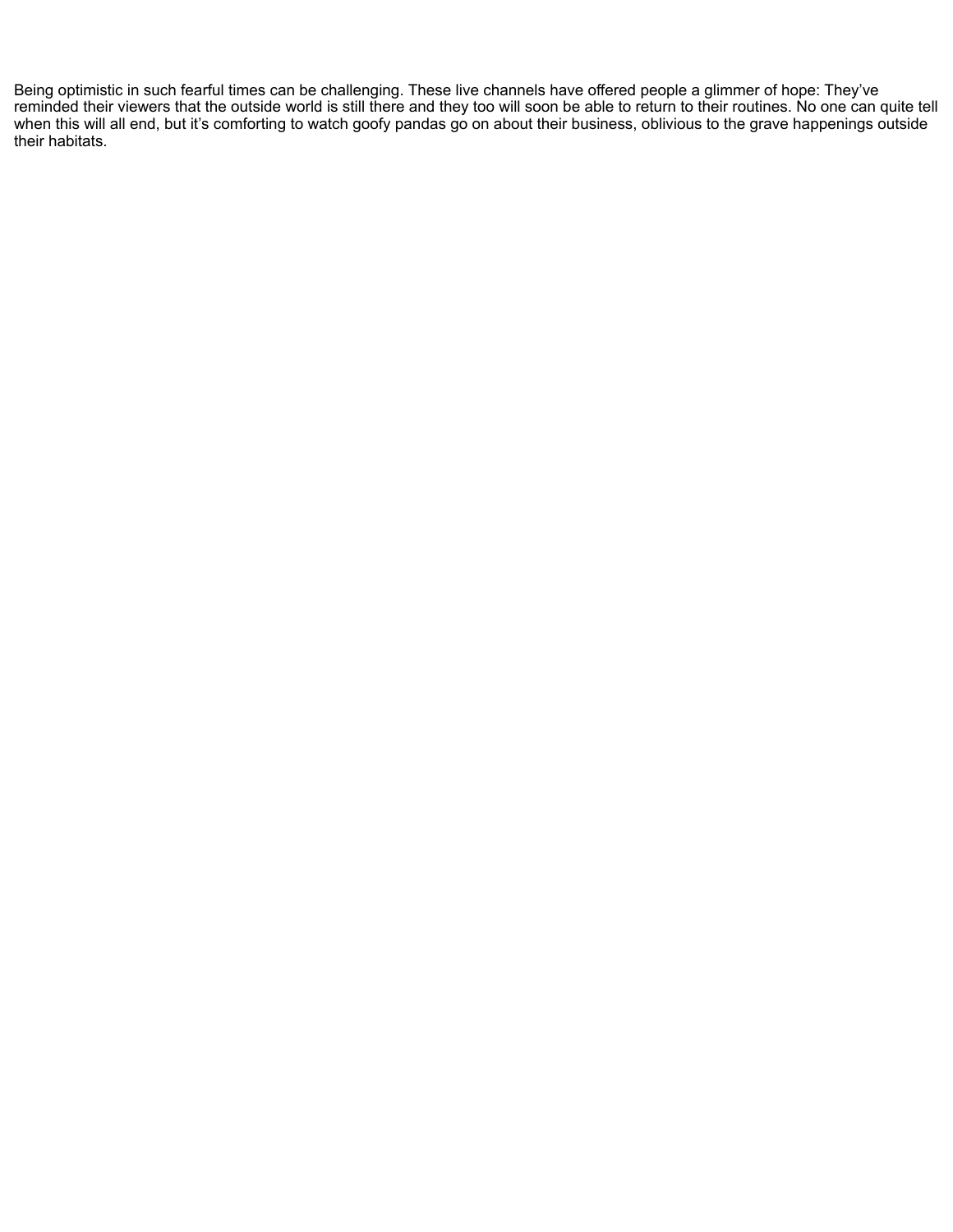Being optimistic in such fearful times can be challenging. These live channels have offered people a glimmer of hope: They’ve reminded their viewers that the outside world is still there and they too will soon be able to return to their routines. No one can quite tell when this will all end, but it’s comforting to watch goofy pandas go on about their business, oblivious to the grave happenings outside their habitats.